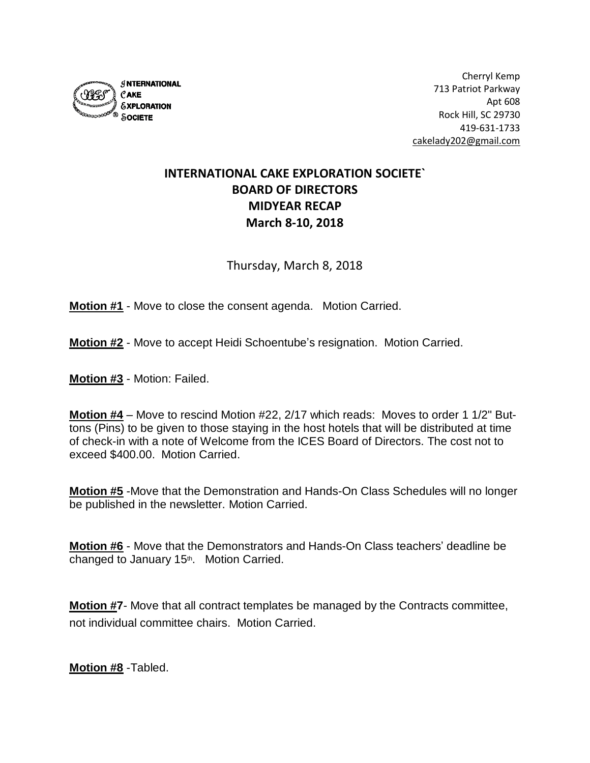INTERNATIONAL CAKE EXPLORATION SOCIETE

Cheryl Kemp
713 Patriot Parkway
Apt 608
Rock Hill, SC 29730
419-631-1733
cakelady202@gmail.com

# INTERNATIONAL CAKE EXPLORATION SOCIETE`
# BOARD OF DIRECTORS
# MIDYEAR RECAP
# March 8-10, 2018

Thursday, March 8, 2018

**Motion #1** - Move to close the consent agenda. Motion Carried.

**Motion #2** - Move to accept Heidi Schoentube's resignation. Motion Carried.

**Motion #3** - Motion: Failed.

**Motion #4** – Move to rescind Motion #22, 2/17 which reads: Moves to order 1 1/2" Buttons (Pins) to be given to those staying in the host hotels that will be distributed at time of check-in with a note of Welcome from the ICES Board of Directors. The cost not to exceed $400.00. Motion Carried.

**Motion #5** -Move that the Demonstration and Hands-On Class Schedules will no longer be published in the newsletter. Motion Carried.

**Motion #6** - Move that the Demonstrators and Hands-On Class teachers' deadline be changed to January 15th. Motion Carried.

**Motion #7**- Move that all contract templates be managed by the Contracts committee, not individual committee chairs. Motion Carried.

**Motion #8** -Tabled.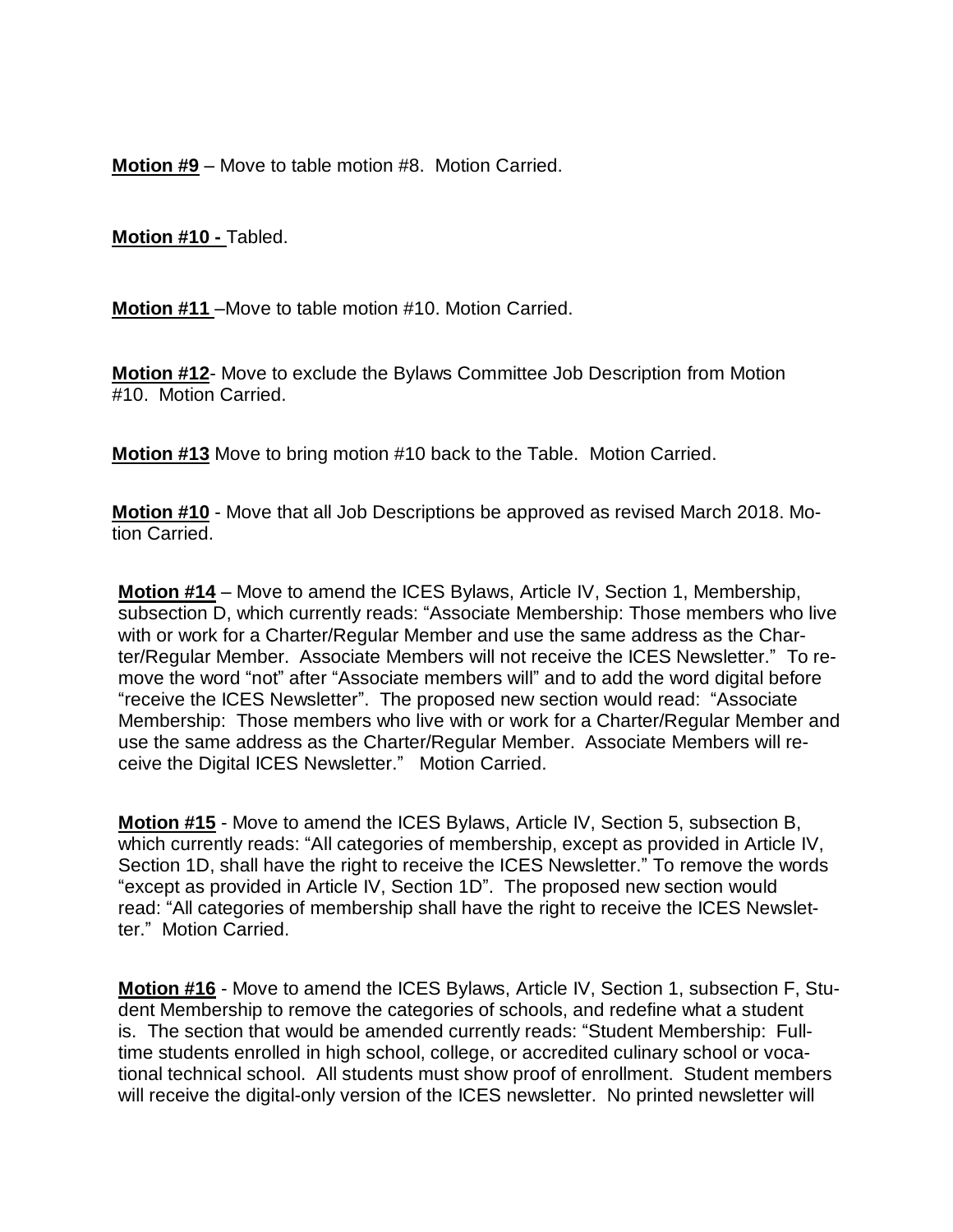**Motion #9** – Move to table motion #8. Motion Carried.

**Motion #10 -** Tabled.

**Motion #11** –Move to table motion #10. Motion Carried.

**Motion #12**- Move to exclude the Bylaws Committee Job Description from Motion #10. Motion Carried.

**Motion #13** Move to bring motion #10 back to the Table. Motion Carried.

**Motion #10** - Move that all Job Descriptions be approved as revised March 2018. Motion Carried.

**Motion #14** – Move to amend the ICES Bylaws, Article IV, Section 1, Membership, subsection D, which currently reads: "Associate Membership: Those members who live with or work for a Charter/Regular Member and use the same address as the Charter/Regular Member. Associate Members will not receive the ICES Newsletter." To remove the word "not" after "Associate members will" and to add the word digital before "receive the ICES Newsletter". The proposed new section would read: "Associate Membership: Those members who live with or work for a Charter/Regular Member and use the same address as the Charter/Regular Member. Associate Members will receive the Digital ICES Newsletter." Motion Carried.

**Motion #15** - Move to amend the ICES Bylaws, Article IV, Section 5, subsection B, which currently reads: "All categories of membership, except as provided in Article IV, Section 1D, shall have the right to receive the ICES Newsletter." To remove the words "except as provided in Article IV, Section 1D". The proposed new section would read: "All categories of membership shall have the right to receive the ICES Newsletter." Motion Carried.

**Motion #16** - Move to amend the ICES Bylaws, Article IV, Section 1, subsection F, Student Membership to remove the categories of schools, and redefine what a student is. The section that would be amended currently reads: "Student Membership: Full-time students enrolled in high school, college, or accredited culinary school or vocational technical school. All students must show proof of enrollment. Student members will receive the digital-only version of the ICES newsletter. No printed newsletter will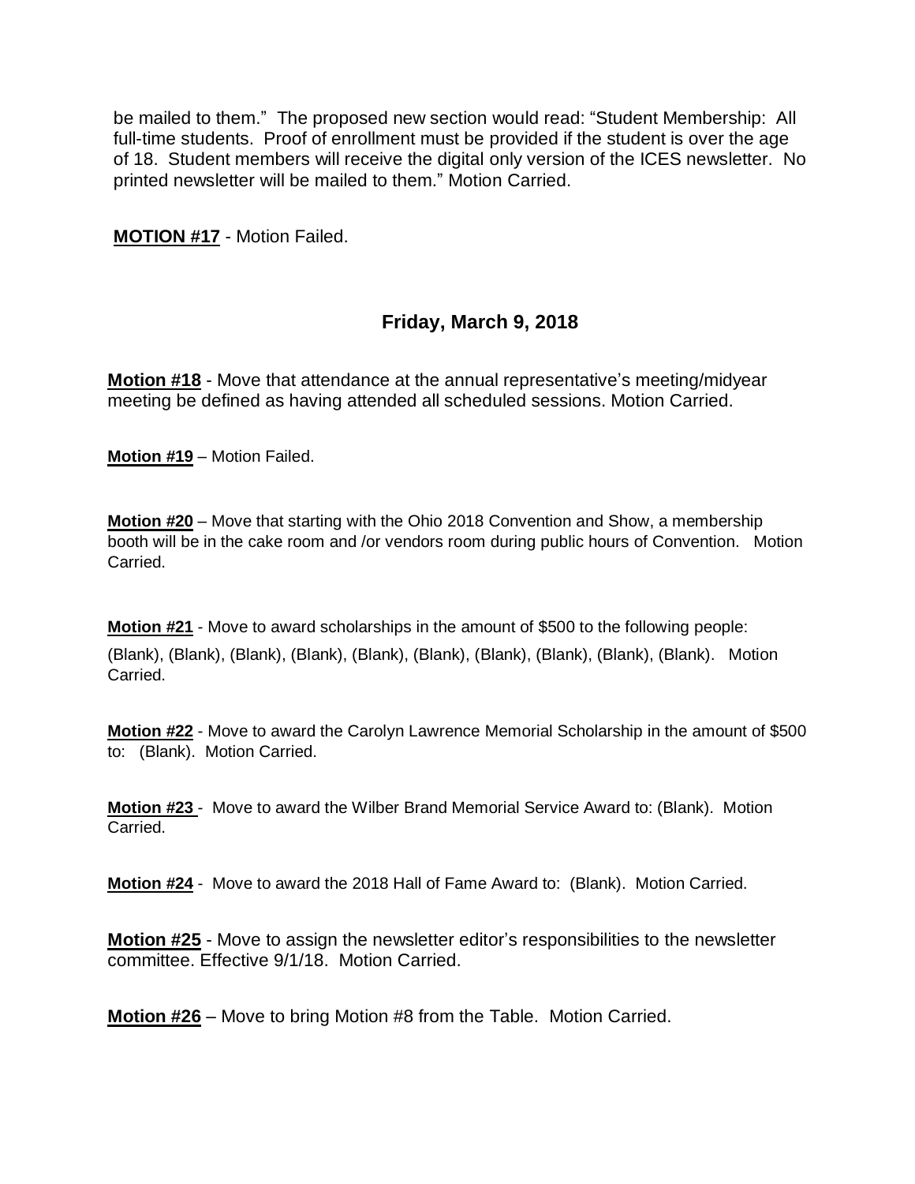be mailed to them." The proposed new section would read: "Student Membership: All full-time students. Proof of enrollment must be provided if the student is over the age of 18. Student members will receive the digital only version of the ICES newsletter. No printed newsletter will be mailed to them." Motion Carried.

**MOTION #17** - Motion Failed.

## Friday, March 9, 2018

**Motion #18** - Move that attendance at the annual representative's meeting/midyear meeting be defined as having attended all scheduled sessions. Motion Carried.

**Motion #19** – Motion Failed.

**Motion #20** – Move that starting with the Ohio 2018 Convention and Show, a membership booth will be in the cake room and /or vendors room during public hours of Convention. Motion Carried.

**Motion #21** - Move to award scholarships in the amount of $500 to the following people: (Blank), (Blank), (Blank), (Blank), (Blank), (Blank), (Blank), (Blank), (Blank), (Blank). Motion Carried.

**Motion #22** - Move to award the Carolyn Lawrence Memorial Scholarship in the amount of $500 to: (Blank). Motion Carried.

**Motion #23** - Move to award the Wilber Brand Memorial Service Award to: (Blank). Motion Carried.

**Motion #24** - Move to award the 2018 Hall of Fame Award to: (Blank). Motion Carried.

**Motion #25** - Move to assign the newsletter editor's responsibilities to the newsletter committee. Effective 9/1/18. Motion Carried.

**Motion #26** – Move to bring Motion #8 from the Table. Motion Carried.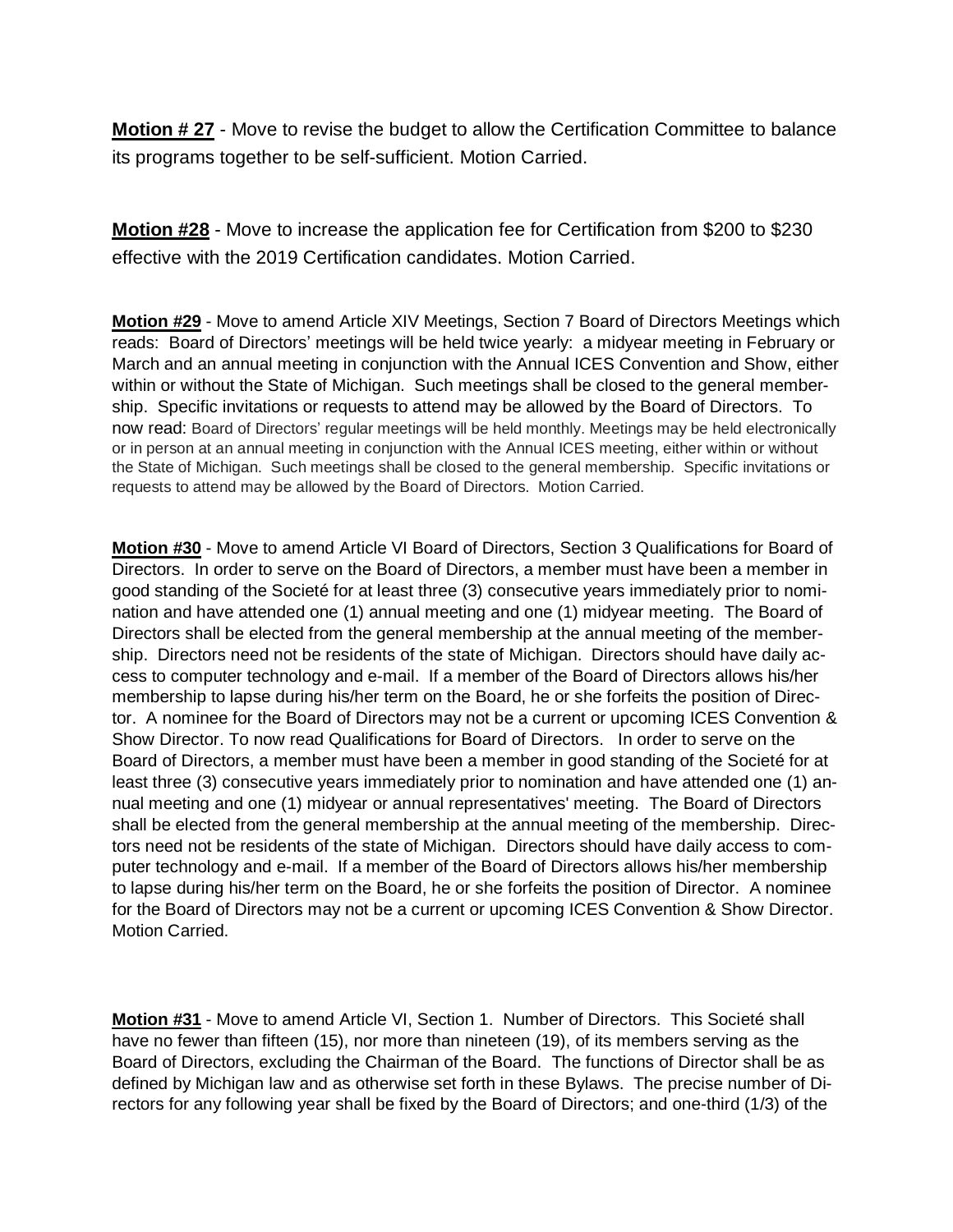**Motion # 27** - Move to revise the budget to allow the Certification Committee to balance its programs together to be self-sufficient. Motion Carried.

**Motion #28** - Move to increase the application fee for Certification from $200 to $230 effective with the 2019 Certification candidates. Motion Carried.

**Motion #29** - Move to amend Article XIV Meetings, Section 7 Board of Directors Meetings which reads: Board of Directors' meetings will be held twice yearly: a midyear meeting in February or March and an annual meeting in conjunction with the Annual ICES Convention and Show, either within or without the State of Michigan. Such meetings shall be closed to the general membership. Specific invitations or requests to attend may be allowed by the Board of Directors. To now read: Board of Directors' regular meetings will be held monthly. Meetings may be held electronically or in person at an annual meeting in conjunction with the Annual ICES meeting, either within or without the State of Michigan. Such meetings shall be closed to the general membership. Specific invitations or requests to attend may be allowed by the Board of Directors. Motion Carried.

**Motion #30** - Move to amend Article VI Board of Directors, Section 3 Qualifications for Board of Directors. In order to serve on the Board of Directors, a member must have been a member in good standing of the Societé for at least three (3) consecutive years immediately prior to nomination and have attended one (1) annual meeting and one (1) midyear meeting. The Board of Directors shall be elected from the general membership at the annual meeting of the membership. Directors need not be residents of the state of Michigan. Directors should have daily access to computer technology and e-mail. If a member of the Board of Directors allows his/her membership to lapse during his/her term on the Board, he or she forfeits the position of Director. A nominee for the Board of Directors may not be a current or upcoming ICES Convention & Show Director. To now read Qualifications for Board of Directors. In order to serve on the Board of Directors, a member must have been a member in good standing of the Societé for at least three (3) consecutive years immediately prior to nomination and have attended one (1) annual meeting and one (1) midyear or annual representatives' meeting. The Board of Directors shall be elected from the general membership at the annual meeting of the membership. Directors need not be residents of the state of Michigan. Directors should have daily access to computer technology and e-mail. If a member of the Board of Directors allows his/her membership to lapse during his/her term on the Board, he or she forfeits the position of Director. A nominee for the Board of Directors may not be a current or upcoming ICES Convention & Show Director. Motion Carried.

**Motion #31** - Move to amend Article VI, Section 1. Number of Directors. This Societé shall have no fewer than fifteen (15), nor more than nineteen (19), of its members serving as the Board of Directors, excluding the Chairman of the Board. The functions of Director shall be as defined by Michigan law and as otherwise set forth in these Bylaws. The precise number of Directors for any following year shall be fixed by the Board of Directors; and one-third (1/3) of the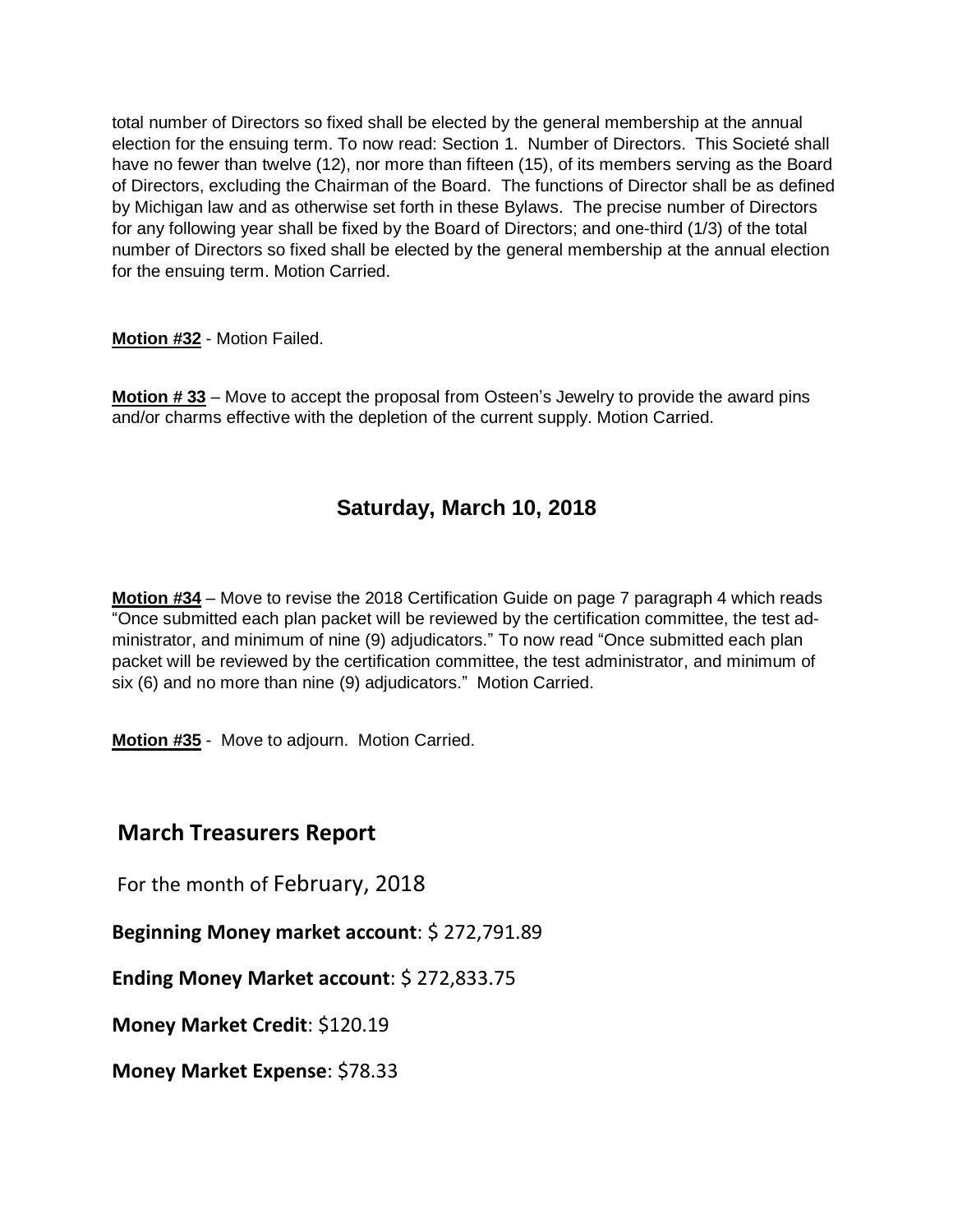total number of Directors so fixed shall be elected by the general membership at the annual election for the ensuing term. To now read: Section 1. Number of Directors. This Societé shall have no fewer than twelve (12), nor more than fifteen (15), of its members serving as the Board of Directors, excluding the Chairman of the Board. The functions of Director shall be as defined by Michigan law and as otherwise set forth in these Bylaws. The precise number of Directors for any following year shall be fixed by the Board of Directors; and one-third (1/3) of the total number of Directors so fixed shall be elected by the general membership at the annual election for the ensuing term. Motion Carried.

**Motion #32** - Motion Failed.

**Motion # 33** – Move to accept the proposal from Osteen's Jewelry to provide the award pins and/or charms effective with the depletion of the current supply. Motion Carried.

## Saturday, March 10, 2018

**Motion #34** – Move to revise the 2018 Certification Guide on page 7 paragraph 4 which reads "Once submitted each plan packet will be reviewed by the certification committee, the test administrator, and minimum of nine (9) adjudicators." To now read "Once submitted each plan packet will be reviewed by the certification committee, the test administrator, and minimum of six (6) and no more than nine (9) adjudicators." Motion Carried.

**Motion #35** - Move to adjourn. Motion Carried.

## March Treasurers Report

For the month of February, 2018

**Beginning Money market account**: $ 272,791.89

**Ending Money Market account**: $ 272,833.75

**Money Market Credit**: $120.19

**Money Market Expense**: $78.33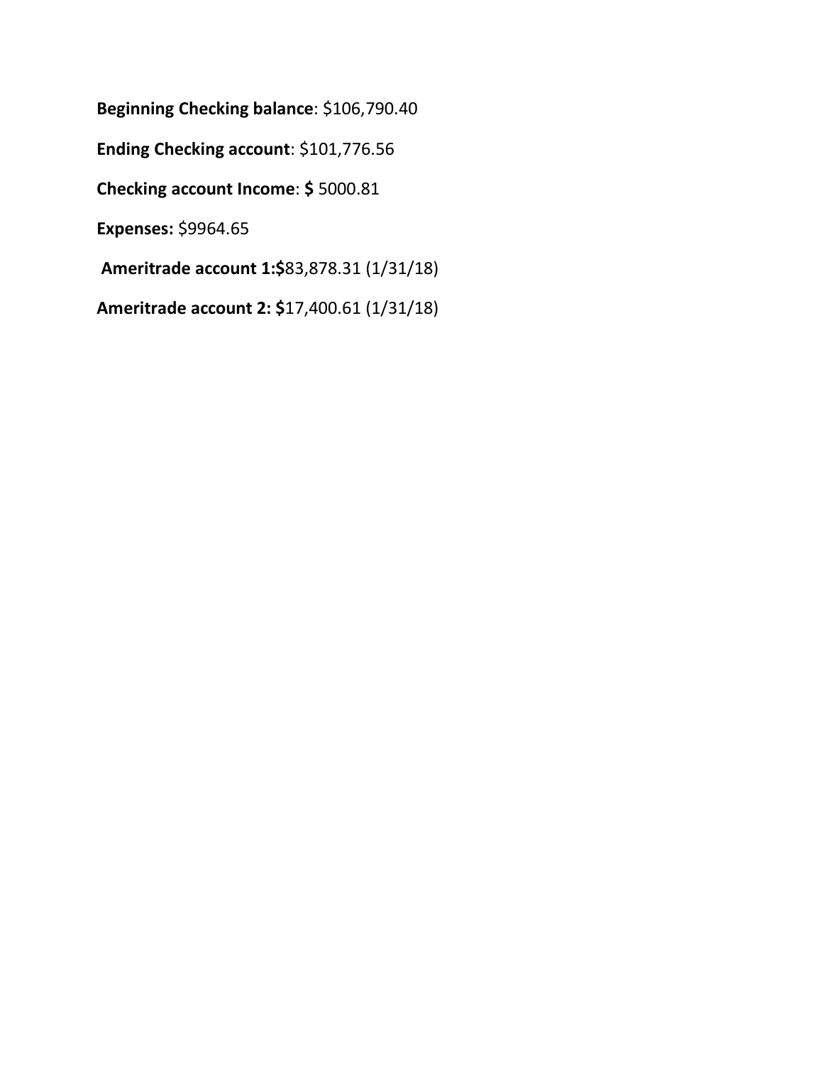**Beginning Checking balance**: $106,790.40

**Ending Checking account**: $101,776.56

**Checking account Income**: **$** 5000.81

**Expenses:** $9964.65

**Ameritrade account 1:$**83,878.31 (1/31/18)

**Ameritrade account 2: $**17,400.61 (1/31/18)